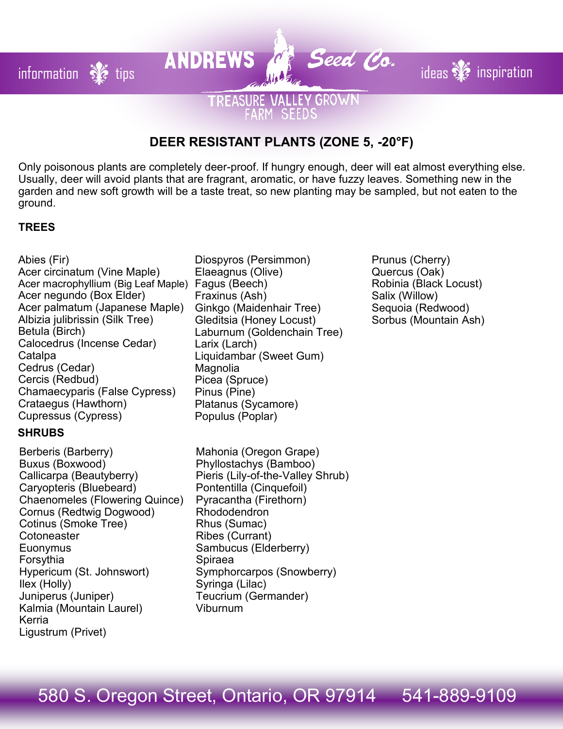ANDREWS Seed Co.

TREASURE VALLEY GROWN FARM SEEDS

information tips ideas inspiration

## DEER RESISTANT PLANTS (ZONE 5, -20°F)

Only poisonous plants are completely deer-proof. If hungry enough, deer will eat almost everything else. Usually, deer will avoid plants that are fragrant, aromatic, or have fuzzy leaves. Something new in the garden and new soft growth will be a taste treat, so new planting may be sampled, but not eaten to the ground.

### TREES

- Abies (Fir)
- Acer circinatum (Vine Maple)
- Acer macrophyllium (Big Leaf Maple)
- Acer negundo (Box Elder)
- Acer palmatum (Japanese Maple)
- Albizia julibrissin (Silk Tree)
- Betula (Birch)
- Calocedrus (Incense Cedar)
- Catalpa
- Cedrus (Cedar)
- Cercis (Redbud)
- Chamaecyparis (False Cypress)
- Crataegus (Hawthorn)
- Cupressus (Cypress)
- Diospyros (Persimmon)
- Elaeagnus (Olive)
- Fagus (Beech)
- Fraxinus (Ash)
- Ginkgo (Maidenhair Tree)
- Gleditsia (Honey Locust)
- Laburnum (Goldenchain Tree)
- Larix (Larch)
- Liquidambar (Sweet Gum)
- Magnolia
- Picea (Spruce)
- Pinus (Pine)
- Platanus (Sycamore)
- Populus (Poplar)
- Prunus (Cherry)
- Quercus (Oak)
- Robinia (Black Locust)
- Salix (Willow)
- Sequoia (Redwood)
- Sorbus (Mountain Ash)

### SHRUBS

- Berberis (Barberry)
- Buxus (Boxwood)
- Callicarpa (Beautyberry)
- Caryopteris (Bluebeard)
- Chaenomeles (Flowering Quince)
- Cornus (Redtwig Dogwood)
- Cotinus (Smoke Tree)
- Cotoneaster
- Euonymus
- Forsythia
- Hypericum (St. Johnswort)
- Ilex (Holly)
- Juniperus (Juniper)
- Kalmia (Mountain Laurel)
- Kerria
- Ligustrum (Privet)
- Mahonia (Oregon Grape)
- Phyllostachys (Bamboo)
- Pieris (Lily-of-the-Valley Shrub)
- Pontentilla (Cinquefoil)
- Pyracantha (Firethorn)
- Rhododendron
- Rhus (Sumac)
- Ribes (Currant)
- Sambucus (Elderberry)
- Spiraea
- Symphorcarpos (Snowberry)
- Syringa (Lilac)
- Teucrium (Germander)
- Viburnum

580 S. Oregon Street, Ontario, OR 97914 541-889-9109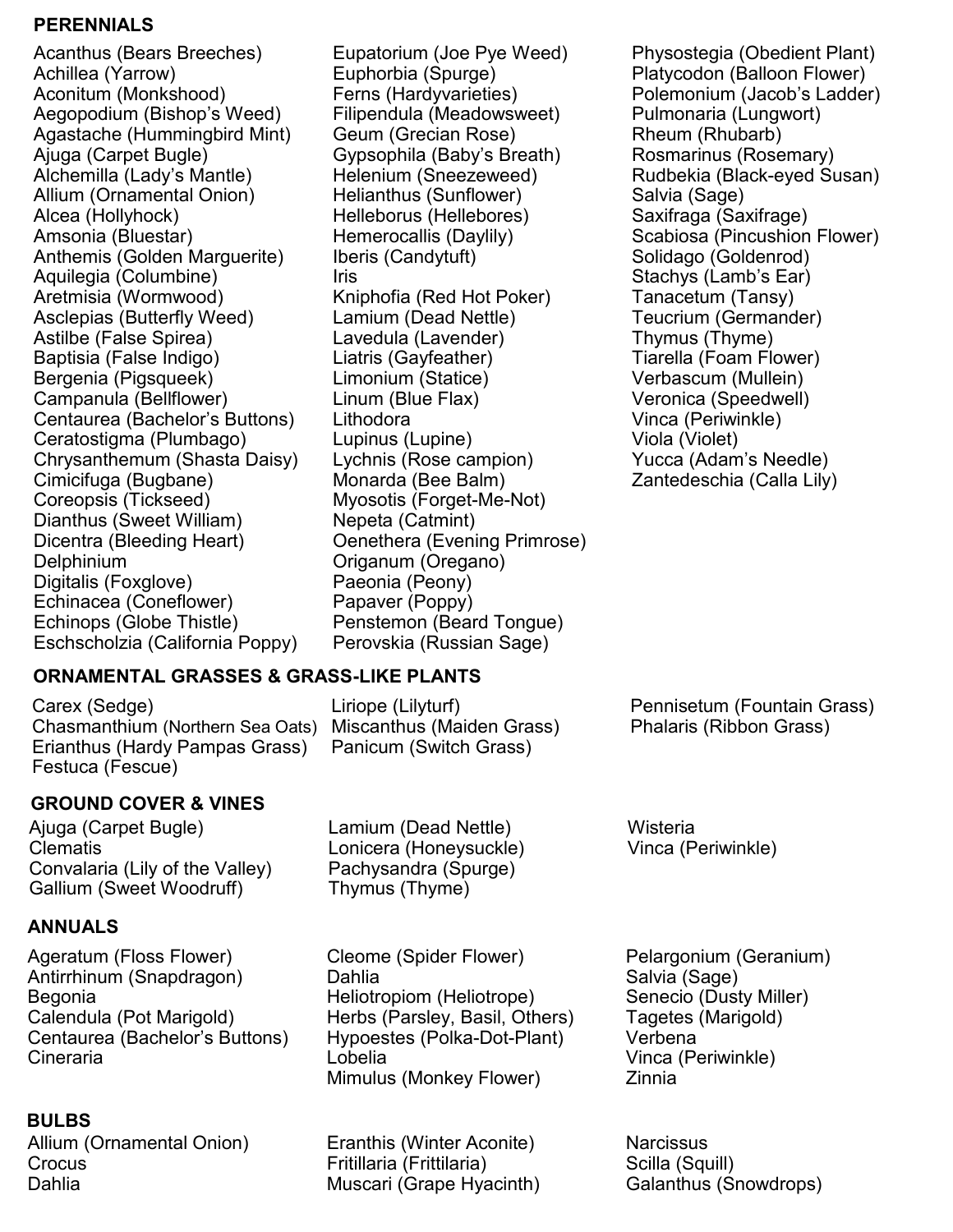## PERENNIALS

Acanthus (Bears Breeches)
Achillea (Yarrow)
Aconitum (Monkshood)
Aegopodium (Bishop's Weed)
Agastache (Hummingbird Mint)
Ajuga (Carpet Bugle)
Alchemilla (Lady's Mantle)
Allium (Ornamental Onion)
Alcea (Hollyhock)
Amsonia (Bluestar)
Anthemis (Golden Marguerite)
Aquilegia (Columbine)
Aretmisia (Wormwood)
Asclepias (Butterfly Weed)
Astilbe (False Spirea)
Baptisia (False Indigo)
Bergenia (Pigsqueek)
Campanula (Bellflower)
Centaurea (Bachelor's Buttons)
Ceratostigma (Plumbago)
Chrysanthemum (Shasta Daisy)
Cimicifuga (Bugbane)
Coreopsis (Tickseed)
Dianthus (Sweet William)
Dicentra (Bleeding Heart)
Delphinium
Digitalis (Foxglove)
Echinacea (Coneflower)
Echinops (Globe Thistle)
Eschscholzia (California Poppy)
Eupatorium (Joe Pye Weed)
Euphorbia (Spurge)
Ferns (Hardyvarieties)
Filipendula (Meadowsweet)
Geum (Grecian Rose)
Gypsophila (Baby's Breath)
Helenium (Sneezeweed)
Helianthus (Sunflower)
Helleborus (Hellebores)
Hemerocallis (Daylily)
Iberis (Candytuft)
Iris
Kniphofia (Red Hot Poker)
Lamium (Dead Nettle)
Lavedula (Lavender)
Liatris (Gayfeather)
Limonium (Statice)
Linum (Blue Flax)
Lithodora
Lupinus (Lupine)
Lychnis (Rose campion)
Monarda (Bee Balm)
Myosotis (Forget-Me-Not)
Nepeta (Catmint)
Oenethera (Evening Primrose)
Origanum (Oregano)
Paeonia (Peony)
Papaver (Poppy)
Penstemon (Beard Tongue)
Perovskia (Russian Sage)
Physostegia (Obedient Plant)
Platycodon (Balloon Flower)
Polemonium (Jacob's Ladder)
Pulmonaria (Lungwort)
Rheum (Rhubarb)
Rosmarinus (Rosemary)
Rudbekia (Black-eyed Susan)
Salvia (Sage)
Saxifraga (Saxifrage)
Scabiosa (Pincushion Flower)
Solidago (Goldenrod)
Stachys (Lamb's Ear)
Tanacetum (Tansy)
Teucrium (Germander)
Thymus (Thyme)
Tiarella (Foam Flower)
Verbascum (Mullein)
Veronica (Speedwell)
Vinca (Periwinkle)
Viola (Violet)
Yucca (Adam's Needle)
Zantedeschia (Calla Lily)

## ORNAMENTAL GRASSES & GRASS-LIKE PLANTS

Carex (Sedge)
Chasmanthium (Northern Sea Oats)
Erianthus (Hardy Pampas Grass)
Festuca (Fescue)
Liriope (Lilyturf)
Miscanthus (Maiden Grass)
Panicum (Switch Grass)
Pennisetum (Fountain Grass)
Phalaris (Ribbon Grass)

## GROUND COVER & VINES

Ajuga (Carpet Bugle)
Clematis
Convalaria (Lily of the Valley)
Gallium (Sweet Woodruff)
Lamium (Dead Nettle)
Lonicera (Honeysuckle)
Pachysandra (Spurge)
Thymus (Thyme)
Wisteria
Vinca (Periwinkle)

## ANNUALS

Ageratum (Floss Flower)
Antirrhinum (Snapdragon)
Begonia
Calendula (Pot Marigold)
Centaurea (Bachelor's Buttons)
Cineraria
Cleome (Spider Flower)
Dahlia
Heliotropiom (Heliotrope)
Herbs (Parsley, Basil, Others)
Hypoestes (Polka-Dot-Plant)
Lobelia
Mimulus (Monkey Flower)
Pelargonium (Geranium)
Salvia (Sage)
Senecio (Dusty Miller)
Tagetes (Marigold)
Verbena
Vinca (Periwinkle)
Zinnia

## BULBS

Allium (Ornamental Onion)
Crocus
Dahlia
Eranthis (Winter Aconite)
Fritillaria (Frittilaria)
Muscari (Grape Hyacinth)
Narcissus
Scilla (Squill)
Galanthus (Snowdrops)